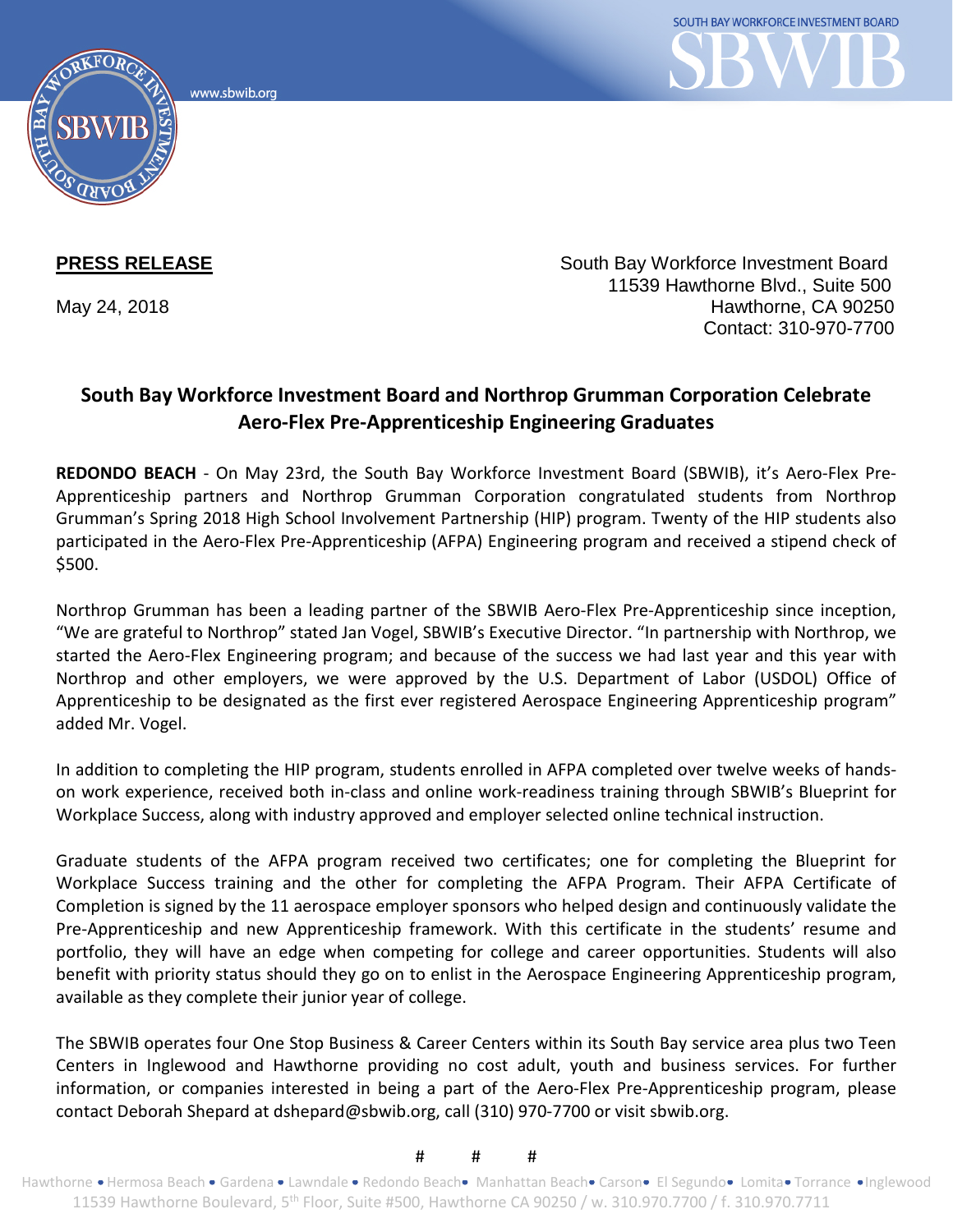**PRESS RELEASE**

May 24, 2018

South Bay Workforce Investment Board
11539 Hawthorne Blvd., Suite 500
Hawthorne, CA 90250
Contact: 310-970-7700

## South Bay Workforce Investment Board and Northrop Grumman Corporation Celebrate Aero-Flex Pre-Apprenticeship Engineering Graduates

**REDONDO BEACH** - On May 23rd, the South Bay Workforce Investment Board (SBWIB), it's Aero-Flex Pre-Apprenticeship partners and Northrop Grumman Corporation congratulated students from Northrop Grumman's Spring 2018 High School Involvement Partnership (HIP) program. Twenty of the HIP students also participated in the Aero-Flex Pre-Apprenticeship (AFPA) Engineering program and received a stipend check of $500.

Northrop Grumman has been a leading partner of the SBWIB Aero-Flex Pre-Apprenticeship since inception, "We are grateful to Northrop" stated Jan Vogel, SBWIB's Executive Director. "In partnership with Northrop, we started the Aero-Flex Engineering program; and because of the success we had last year and this year with Northrop and other employers, we were approved by the U.S. Department of Labor (USDOL) Office of Apprenticeship to be designated as the first ever registered Aerospace Engineering Apprenticeship program" added Mr. Vogel.

In addition to completing the HIP program, students enrolled in AFPA completed over twelve weeks of hands-on work experience, received both in-class and online work-readiness training through SBWIB's Blueprint for Workplace Success, along with industry approved and employer selected online technical instruction.

Graduate students of the AFPA program received two certificates; one for completing the Blueprint for Workplace Success training and the other for completing the AFPA Program. Their AFPA Certificate of Completion is signed by the 11 aerospace employer sponsors who helped design and continuously validate the Pre-Apprenticeship and new Apprenticeship framework. With this certificate in the students' resume and portfolio, they will have an edge when competing for college and career opportunities. Students will also benefit with priority status should they go on to enlist in the Aerospace Engineering Apprenticeship program, available as they complete their junior year of college.

The SBWIB operates four One Stop Business & Career Centers within its South Bay service area plus two Teen Centers in Inglewood and Hawthorne providing no cost adult, youth and business services. For further information, or companies interested in being a part of the Aero-Flex Pre-Apprenticeship program, please contact Deborah Shepard at dshepard@sbwib.org, call (310) 970-7700 or visit sbwib.org.

# # #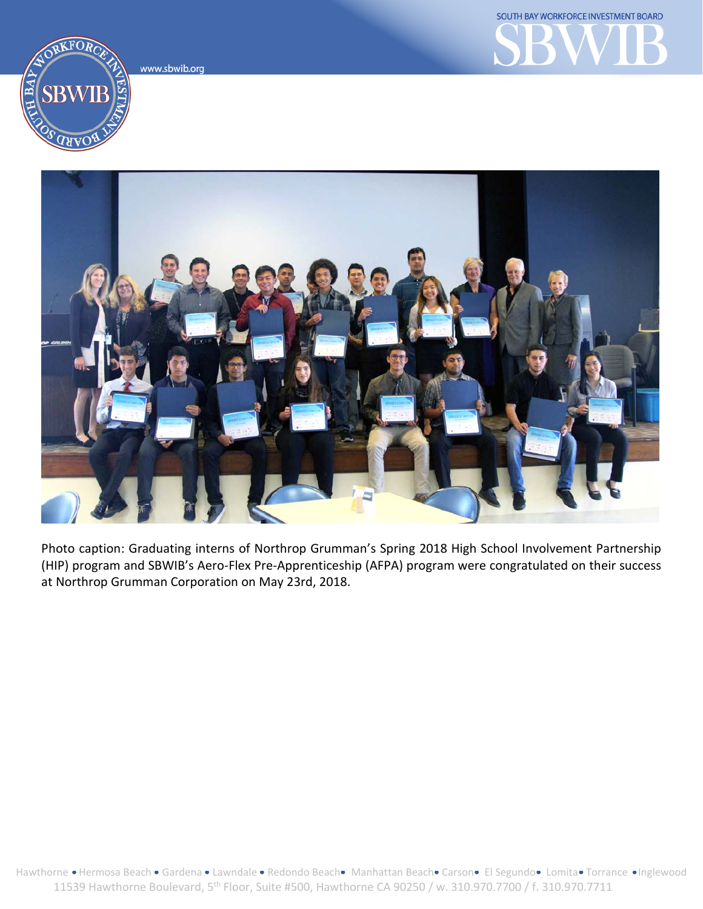Photo caption: Graduating interns of Northrop Grumman's Spring 2018 High School Involvement Partnership (HIP) program and SBWIB's Aero-Flex Pre-Apprenticeship (AFPA) program were congratulated on their success at Northrop Grumman Corporation on May 23rd, 2018.